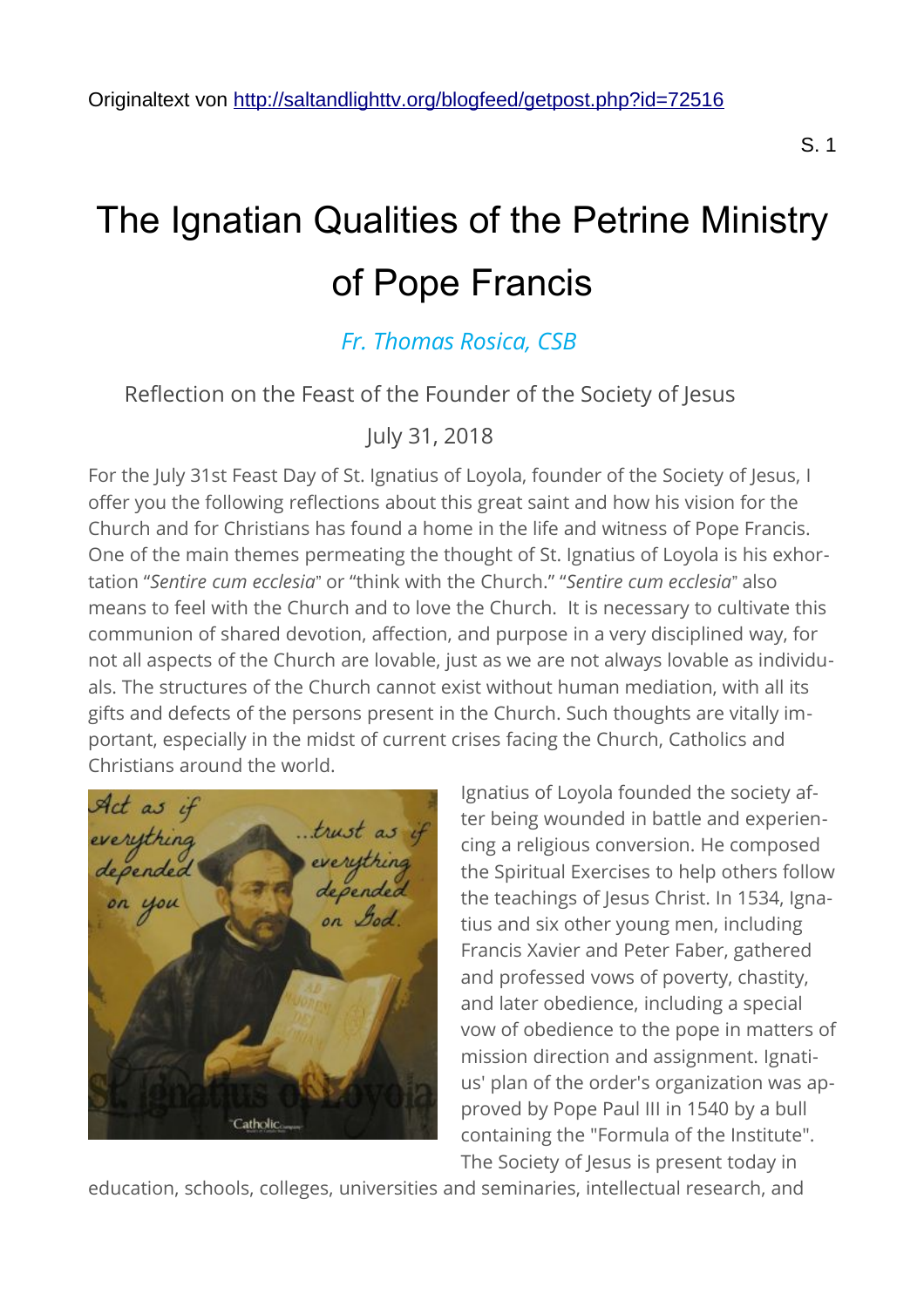Originaltext von http://saltandlighttv.org/blogfeed/getpost.php?id=72516

# The Ignatian Qualities of the Petrine Ministry of Pope Francis

*Fr. Thomas Rosica, CSB*

Reflection on the Feast of the Founder of the Society of Jesus

July 31, 2018

For the July 31st Feast Day of St. Ignatius of Loyola, founder of the Society of Jesus, I offer you the following reflections about this great saint and how his vision for the Church and for Christians has found a home in the life and witness of Pope Francis. One of the main themes permeating the thought of St. Ignatius of Loyola is his exhortation "*Sentire cum ecclesia*" or "think with the Church." "*Sentire cum ecclesia*" also means to feel with the Church and to love the Church. It is necessary to cultivate this communion of shared devotion, affection, and purpose in a very disciplined way, for not all aspects of the Church are lovable, just as we are not always lovable as individuals. The structures of the Church cannot exist without human mediation, with all its gifts and defects of the persons present in the Church. Such thoughts are vitally important, especially in the midst of current crises facing the Church, Catholics and Christians around the world.

Ignatius of Loyola founded the society after being wounded in battle and experiencing a religious conversion. He composed the Spiritual Exercises to help others follow the teachings of Jesus Christ. In 1534, Ignatius and six other young men, including Francis Xavier and Peter Faber, gathered and professed vows of poverty, chastity, and later obedience, including a special vow of obedience to the pope in matters of mission direction and assignment. Ignatius' plan of the order's organization was approved by Pope Paul III in 1540 by a bull containing the "Formula of the Institute". The Society of Jesus is present today in education, schools, colleges, universities and seminaries, intellectual research, and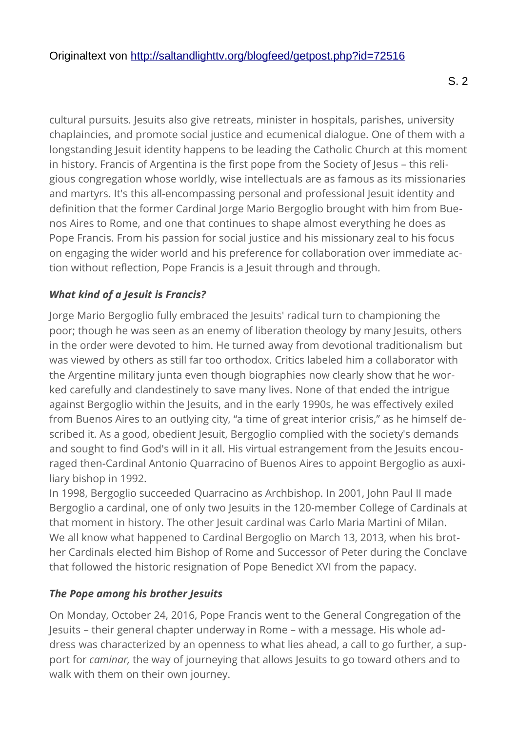cultural pursuits. Jesuits also give retreats, minister in hospitals, parishes, university chaplaincies, and promote social justice and ecumenical dialogue. One of them with a longstanding Jesuit identity happens to be leading the Catholic Church at this moment in history. Francis of Argentina is the first pope from the Society of Jesus – this religious congregation whose worldly, wise intellectuals are as famous as its missionaries and martyrs. It's this all-encompassing personal and professional Jesuit identity and definition that the former Cardinal Jorge Mario Bergoglio brought with him from Buenos Aires to Rome, and one that continues to shape almost everything he does as Pope Francis. From his passion for social justice and his missionary zeal to his focus on engaging the wider world and his preference for collaboration over immediate action without reflection, Pope Francis is a Jesuit through and through.

### *What kind of a Jesuit is Francis?*

Jorge Mario Bergoglio fully embraced the Jesuits' radical turn to championing the poor; though he was seen as an enemy of liberation theology by many Jesuits, others in the order were devoted to him. He turned away from devotional traditionalism but was viewed by others as still far too orthodox. Critics labeled him a collaborator with the Argentine military junta even though biographies now clearly show that he worked carefully and clandestinely to save many lives. None of that ended the intrigue against Bergoglio within the Jesuits, and in the early 1990s, he was effectively exiled from Buenos Aires to an outlying city, "a time of great interior crisis," as he himself described it. As a good, obedient Jesuit, Bergoglio complied with the society's demands and sought to find God's will in it all. His virtual estrangement from the Jesuits encouraged then-Cardinal Antonio Quarracino of Buenos Aires to appoint Bergoglio as auxiliary bishop in 1992.

In 1998, Bergoglio succeeded Quarracino as Archbishop. In 2001, John Paul II made Bergoglio a cardinal, one of only two Jesuits in the 120-member College of Cardinals at that moment in history. The other Jesuit cardinal was Carlo Maria Martini of Milan.

We all know what happened to Cardinal Bergoglio on March 13, 2013, when his brother Cardinals elected him Bishop of Rome and Successor of Peter during the Conclave that followed the historic resignation of Pope Benedict XVI from the papacy.

### *The Pope among his brother Jesuits*

On Monday, October 24, 2016, Pope Francis went to the General Congregation of the Jesuits – their general chapter underway in Rome – with a message. His whole address was characterized by an openness to what lies ahead, a call to go further, a support for *caminar,* the way of journeying that allows Jesuits to go toward others and to walk with them on their own journey.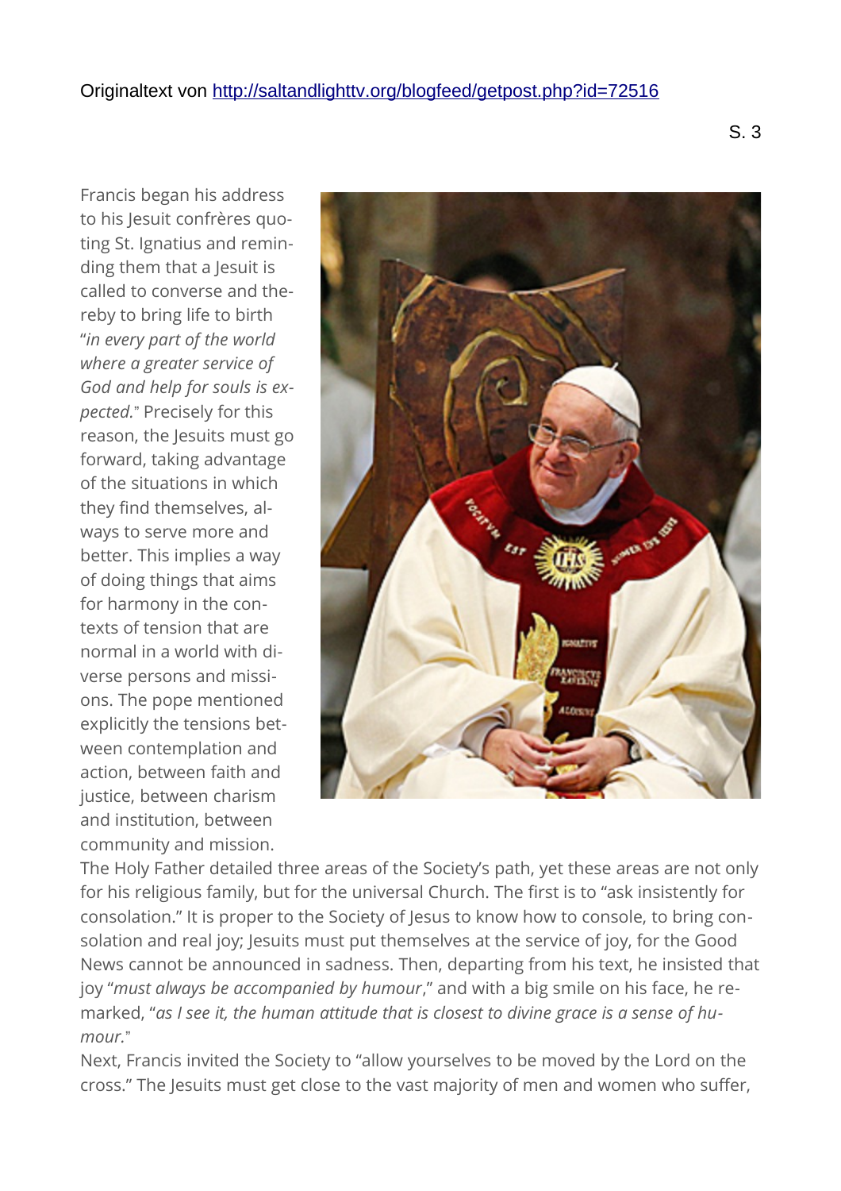Originaltext von http://saltandlighttv.org/blogfeed/getpost.php?id=72516

Francis began his address to his Jesuit confrères quoting St. Ignatius and reminding them that a Jesuit is called to converse and thereby to bring life to birth "*in every part of the world where a greater service of God and help for souls is expected.*" Precisely for this reason, the Jesuits must go forward, taking advantage of the situations in which they find themselves, always to serve more and better. This implies a way of doing things that aims for harmony in the contexts of tension that are normal in a world with diverse persons and missions. The pope mentioned explicitly the tensions between contemplation and action, between faith and justice, between charism and institution, between community and mission.

The Holy Father detailed three areas of the Society's path, yet these areas are not only for his religious family, but for the universal Church. The first is to "ask insistently for consolation." It is proper to the Society of Jesus to know how to console, to bring consolation and real joy; Jesuits must put themselves at the service of joy, for the Good News cannot be announced in sadness. Then, departing from his text, he insisted that joy "*must always be accompanied by humour*," and with a big smile on his face, he remarked, "*as I see it, the human attitude that is closest to divine grace is a sense of humour.*"

Next, Francis invited the Society to "allow yourselves to be moved by the Lord on the cross." The Jesuits must get close to the vast majority of men and women who suffer,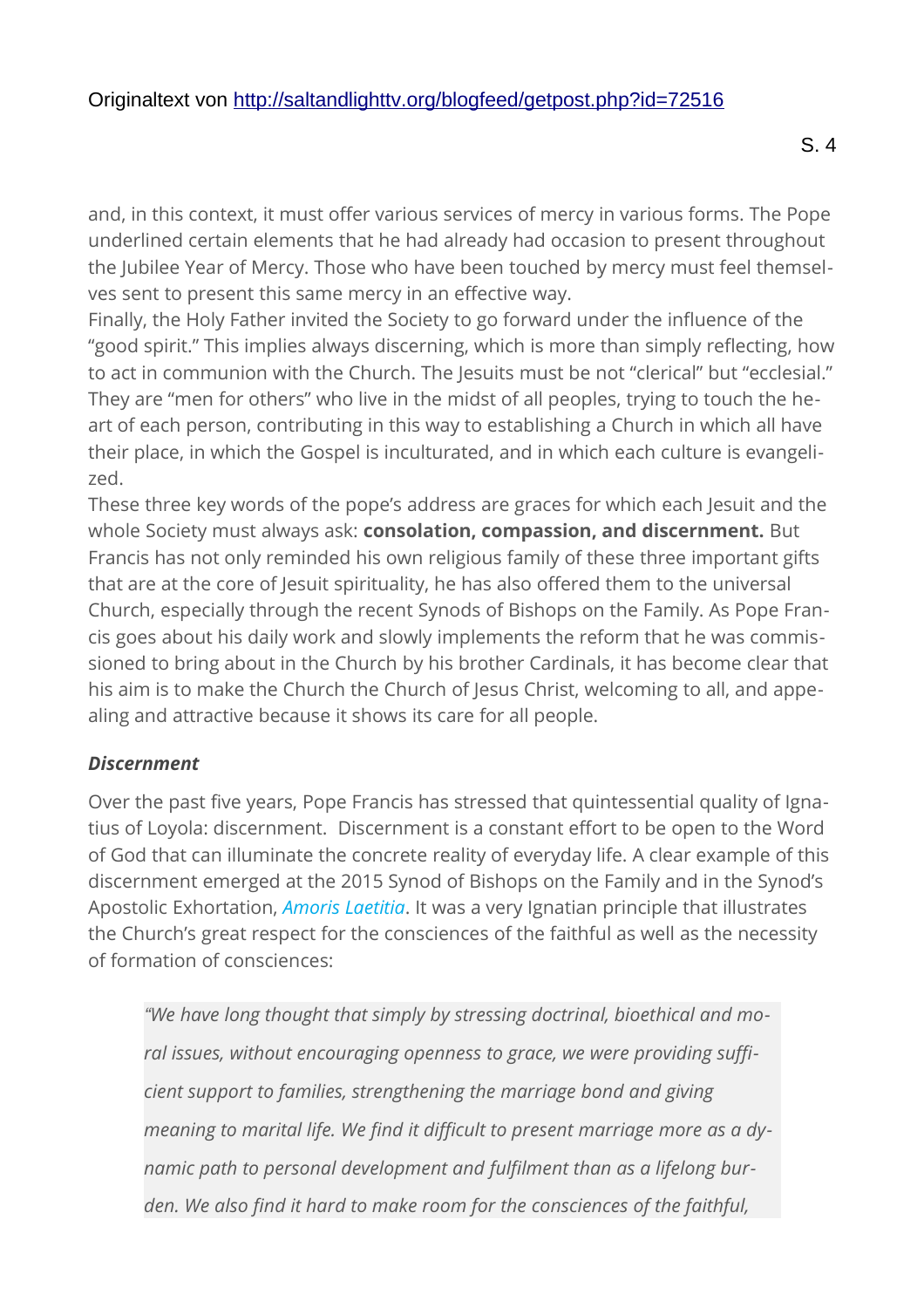Originaltext von http://saltandlighttv.org/blogfeed/getpost.php?id=72516

and, in this context, it must offer various services of mercy in various forms. The Pope underlined certain elements that he had already had occasion to present throughout the Jubilee Year of Mercy. Those who have been touched by mercy must feel themselves sent to present this same mercy in an effective way.
Finally, the Holy Father invited the Society to go forward under the influence of the "good spirit." This implies always discerning, which is more than simply reflecting, how to act in communion with the Church. The Jesuits must be not "clerical" but "ecclesial." They are "men for others" who live in the midst of all peoples, trying to touch the heart of each person, contributing in this way to establishing a Church in which all have their place, in which the Gospel is inculturated, and in which each culture is evangelized.
These three key words of the pope's address are graces for which each Jesuit and the whole Society must always ask: **consolation, compassion, and discernment.** But Francis has not only reminded his own religious family of these three important gifts that are at the core of Jesuit spirituality, he has also offered them to the universal Church, especially through the recent Synods of Bishops on the Family. As Pope Francis goes about his daily work and slowly implements the reform that he was commissioned to bring about in the Church by his brother Cardinals, it has become clear that his aim is to make the Church the Church of Jesus Christ, welcoming to all, and appealing and attractive because it shows its care for all people.

***Discernment***

Over the past five years, Pope Francis has stressed that quintessential quality of Ignatius of Loyola: discernment. Discernment is a constant effort to be open to the Word of God that can illuminate the concrete reality of everyday life. A clear example of this discernment emerged at the 2015 Synod of Bishops on the Family and in the Synod's Apostolic Exhortation, *Amoris Laetitia*. It was a very Ignatian principle that illustrates the Church's great respect for the consciences of the faithful as well as the necessity of formation of consciences:

> *"We have long thought that simply by stressing doctrinal, bioethical and moral issues, without encouraging openness to grace, we were providing sufficient support to families, strengthening the marriage bond and giving meaning to marital life. We find it difficult to present marriage more as a dynamic path to personal development and fulfilment than as a lifelong burden. We also find it hard to make room for the consciences of the faithful,*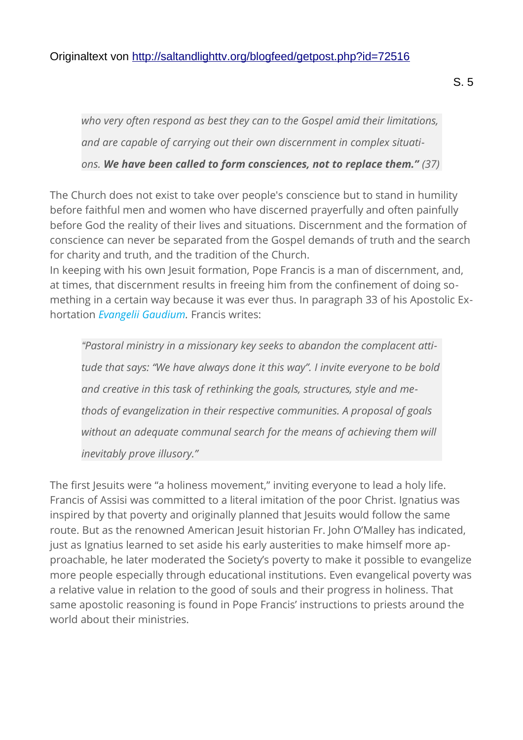Originaltext von http://saltandlighttv.org/blogfeed/getpost.php?id=72516

> *who very often respond as best they can to the Gospel amid their limitations, and are capable of carrying out their own discernment in complex situations.* ***We have been called to form consciences, not to replace them."*** *(37)*

The Church does not exist to take over people's conscience but to stand in humility before faithful men and women who have discerned prayerfully and often painfully before God the reality of their lives and situations. Discernment and the formation of conscience can never be separated from the Gospel demands of truth and the search for charity and truth, and the tradition of the Church.

In keeping with his own Jesuit formation, Pope Francis is a man of discernment, and, at times, that discernment results in freeing him from the confinement of doing something in a certain way because it was ever thus. In paragraph 33 of his Apostolic Exhortation *Evangelii Gaudium.* Francis writes:

> *"Pastoral ministry in a missionary key seeks to abandon the complacent attitude that says: "We have always done it this way". I invite everyone to be bold and creative in this task of rethinking the goals, structures, style and methods of evangelization in their respective communities. A proposal of goals without an adequate communal search for the means of achieving them will inevitably prove illusory."*

The first Jesuits were "a holiness movement," inviting everyone to lead a holy life. Francis of Assisi was committed to a literal imitation of the poor Christ. Ignatius was inspired by that poverty and originally planned that Jesuits would follow the same route. But as the renowned American Jesuit historian Fr. John O'Malley has indicated, just as Ignatius learned to set aside his early austerities to make himself more approachable, he later moderated the Society's poverty to make it possible to evangelize more people especially through educational institutions. Even evangelical poverty was a relative value in relation to the good of souls and their progress in holiness. That same apostolic reasoning is found in Pope Francis' instructions to priests around the world about their ministries.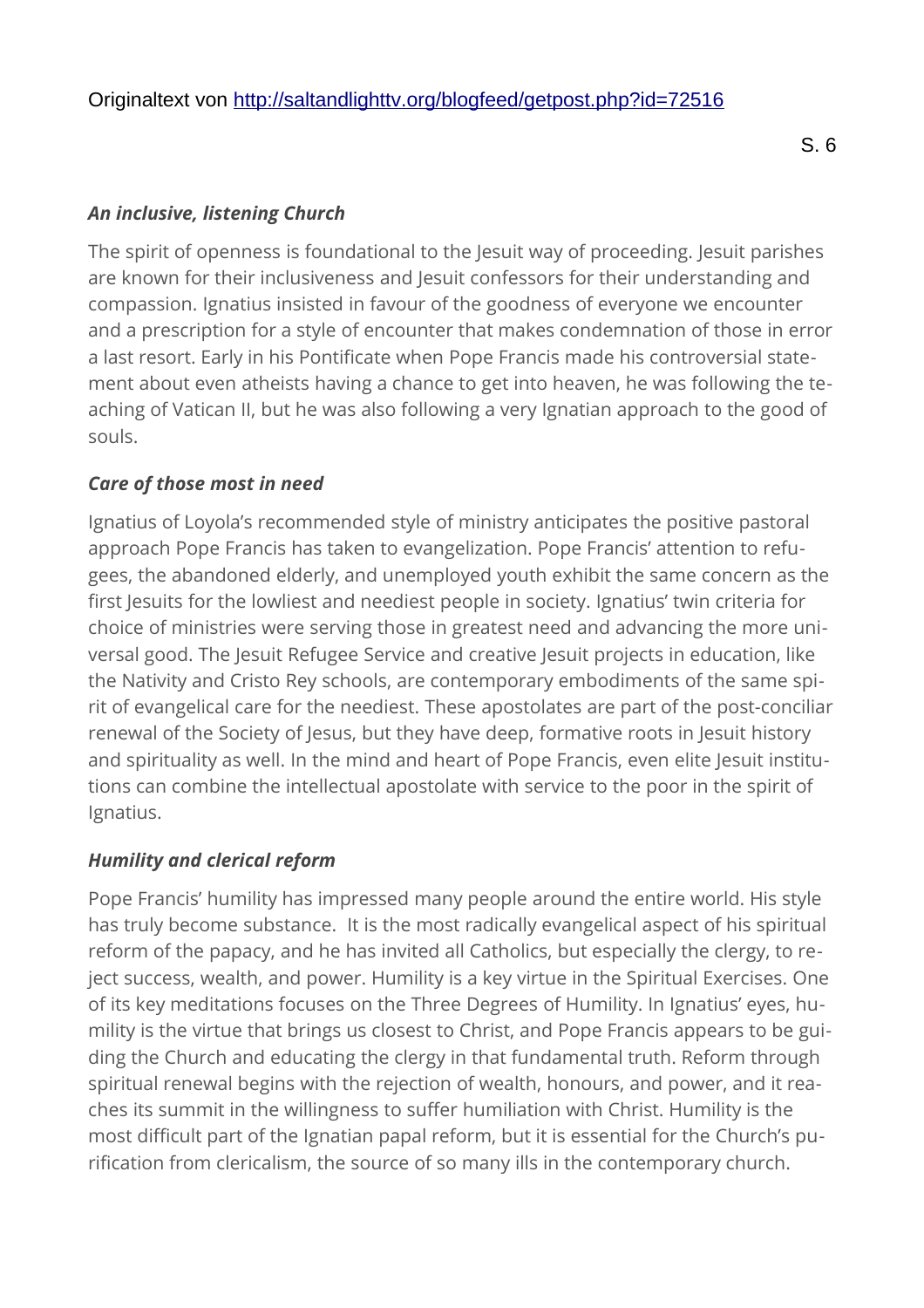Originaltext von http://saltandlighttv.org/blogfeed/getpost.php?id=72516

***An inclusive, listening Church***

The spirit of openness is foundational to the Jesuit way of proceeding. Jesuit parishes are known for their inclusiveness and Jesuit confessors for their understanding and compassion. Ignatius insisted in favour of the goodness of everyone we encounter and a prescription for a style of encounter that makes condemnation of those in error a last resort. Early in his Pontificate when Pope Francis made his controversial statement about even atheists having a chance to get into heaven, he was following the teaching of Vatican II, but he was also following a very Ignatian approach to the good of souls.

***Care of those most in need***

Ignatius of Loyola's recommended style of ministry anticipates the positive pastoral approach Pope Francis has taken to evangelization. Pope Francis' attention to refugees, the abandoned elderly, and unemployed youth exhibit the same concern as the first Jesuits for the lowliest and neediest people in society. Ignatius' twin criteria for choice of ministries were serving those in greatest need and advancing the more universal good. The Jesuit Refugee Service and creative Jesuit projects in education, like the Nativity and Cristo Rey schools, are contemporary embodiments of the same spirit of evangelical care for the neediest. These apostolates are part of the post-conciliar renewal of the Society of Jesus, but they have deep, formative roots in Jesuit history and spirituality as well. In the mind and heart of Pope Francis, even elite Jesuit institutions can combine the intellectual apostolate with service to the poor in the spirit of Ignatius.

***Humility and clerical reform***

Pope Francis' humility has impressed many people around the entire world. His style has truly become substance. It is the most radically evangelical aspect of his spiritual reform of the papacy, and he has invited all Catholics, but especially the clergy, to reject success, wealth, and power. Humility is a key virtue in the Spiritual Exercises. One of its key meditations focuses on the Three Degrees of Humility. In Ignatius' eyes, humility is the virtue that brings us closest to Christ, and Pope Francis appears to be guiding the Church and educating the clergy in that fundamental truth. Reform through spiritual renewal begins with the rejection of wealth, honours, and power, and it reaches its summit in the willingness to suffer humiliation with Christ. Humility is the most difficult part of the Ignatian papal reform, but it is essential for the Church's purification from clericalism, the source of so many ills in the contemporary church.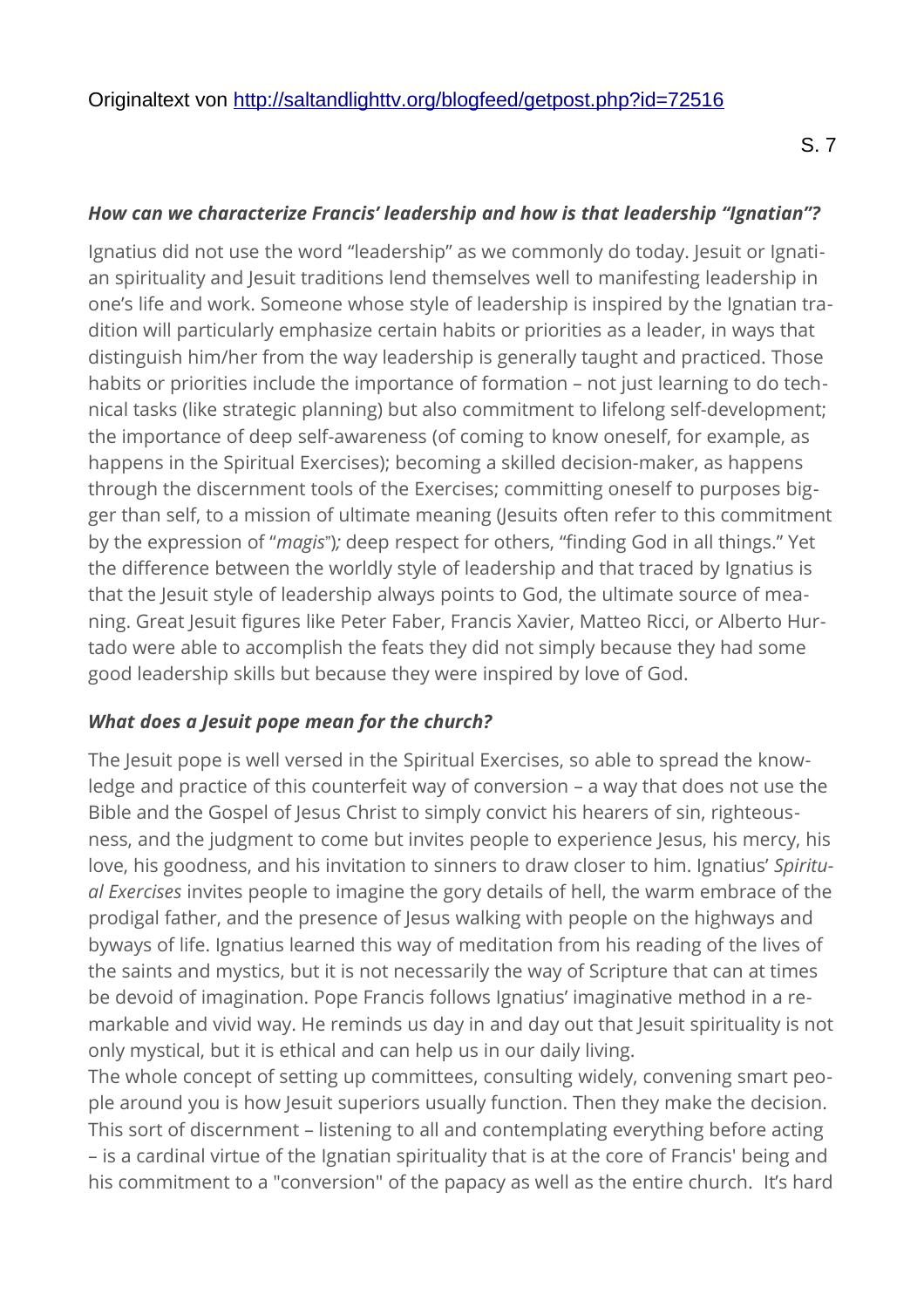Originaltext von http://saltandlighttv.org/blogfeed/getpost.php?id=72516

***How can we characterize Francis' leadership and how is that leadership "Ignatian"?***

Ignatius did not use the word "leadership" as we commonly do today. Jesuit or Ignatian spirituality and Jesuit traditions lend themselves well to manifesting leadership in one's life and work. Someone whose style of leadership is inspired by the Ignatian tradition will particularly emphasize certain habits or priorities as a leader, in ways that distinguish him/her from the way leadership is generally taught and practiced. Those habits or priorities include the importance of formation – not just learning to do technical tasks (like strategic planning) but also commitment to lifelong self-development; the importance of deep self-awareness (of coming to know oneself, for example, as happens in the Spiritual Exercises); becoming a skilled decision-maker, as happens through the discernment tools of the Exercises; committing oneself to purposes bigger than self, to a mission of ultimate meaning (Jesuits often refer to this commitment by the expression of "*magis*")*;* deep respect for others, "finding God in all things." Yet the difference between the worldly style of leadership and that traced by Ignatius is that the Jesuit style of leadership always points to God, the ultimate source of meaning. Great Jesuit figures like Peter Faber, Francis Xavier, Matteo Ricci, or Alberto Hurtado were able to accomplish the feats they did not simply because they had some good leadership skills but because they were inspired by love of God.

***What does a Jesuit pope mean for the church?***

The Jesuit pope is well versed in the Spiritual Exercises, so able to spread the knowledge and practice of this counterfeit way of conversion – a way that does not use the Bible and the Gospel of Jesus Christ to simply convict his hearers of sin, righteousness, and the judgment to come but invites people to experience Jesus, his mercy, his love, his goodness, and his invitation to sinners to draw closer to him. Ignatius' *Spiritual Exercises* invites people to imagine the gory details of hell, the warm embrace of the prodigal father, and the presence of Jesus walking with people on the highways and byways of life. Ignatius learned this way of meditation from his reading of the lives of the saints and mystics, but it is not necessarily the way of Scripture that can at times be devoid of imagination. Pope Francis follows Ignatius' imaginative method in a remarkable and vivid way. He reminds us day in and day out that Jesuit spirituality is not only mystical, but it is ethical and can help us in our daily living.
The whole concept of setting up committees, consulting widely, convening smart people around you is how Jesuit superiors usually function. Then they make the decision. This sort of discernment – listening to all and contemplating everything before acting – is a cardinal virtue of the Ignatian spirituality that is at the core of Francis' being and his commitment to a "conversion" of the papacy as well as the entire church. It's hard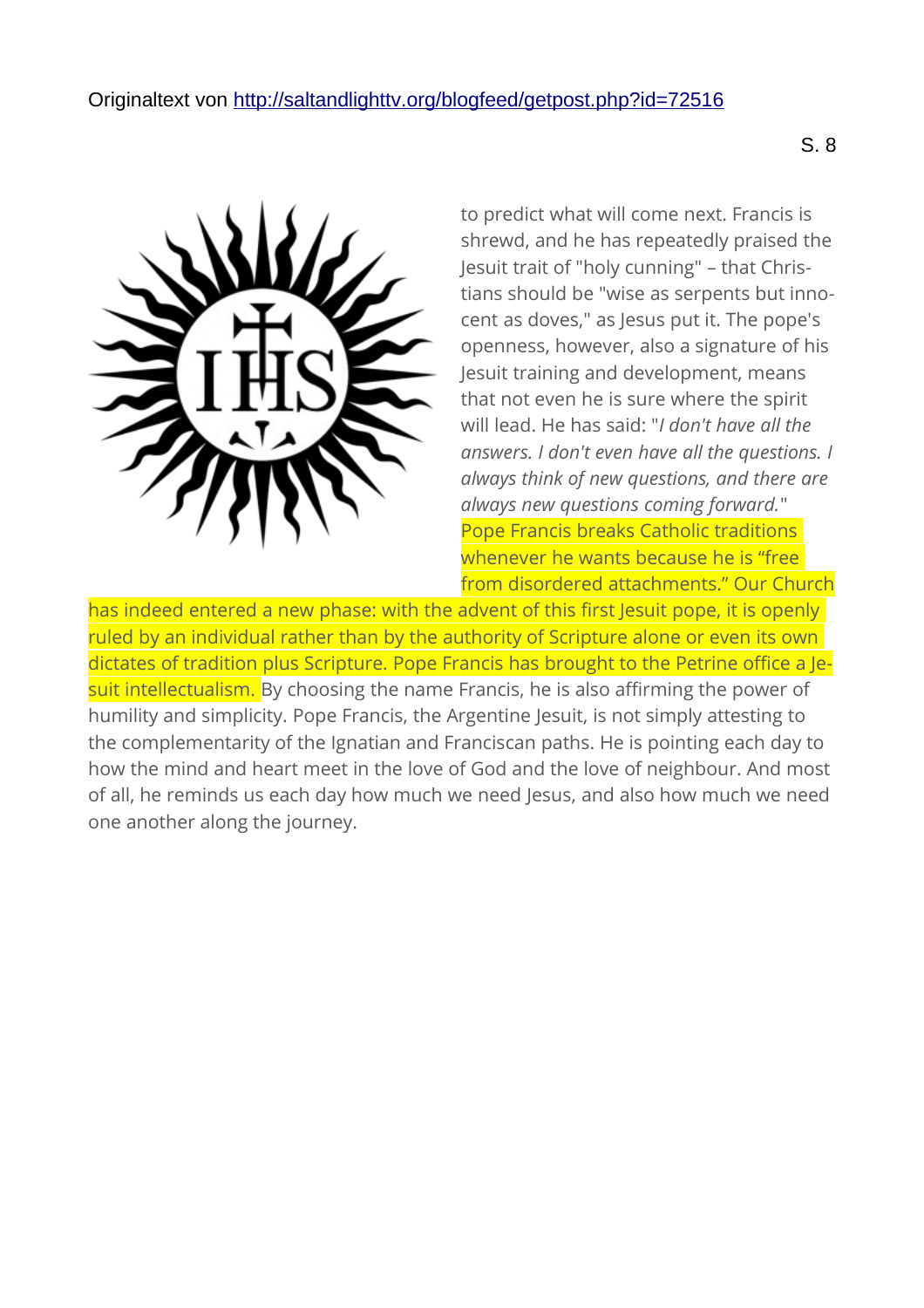Originaltext von http://saltandlighttv.org/blogfeed/getpost.php?id=72516

to predict what will come next. Francis is shrewd, and he has repeatedly praised the Jesuit trait of "holy cunning" – that Christians should be "wise as serpents but innocent as doves," as Jesus put it. The pope's openness, however, also a signature of his Jesuit training and development, means that not even he is sure where the spirit will lead. He has said: "*I don't have all the answers. I don't even have all the questions. I always think of new questions, and there are always new questions coming forward.*" Pope Francis breaks Catholic traditions whenever he wants because he is "free from disordered attachments." Our Church has indeed entered a new phase: with the advent of this first Jesuit pope, it is openly ruled by an individual rather than by the authority of Scripture alone or even its own dictates of tradition plus Scripture. Pope Francis has brought to the Petrine office a Jesuit intellectualism. By choosing the name Francis, he is also affirming the power of humility and simplicity. Pope Francis, the Argentine Jesuit, is not simply attesting to the complementarity of the Ignatian and Franciscan paths. He is pointing each day to how the mind and heart meet in the love of God and the love of neighbour. And most of all, he reminds us each day how much we need Jesus, and also how much we need one another along the journey.